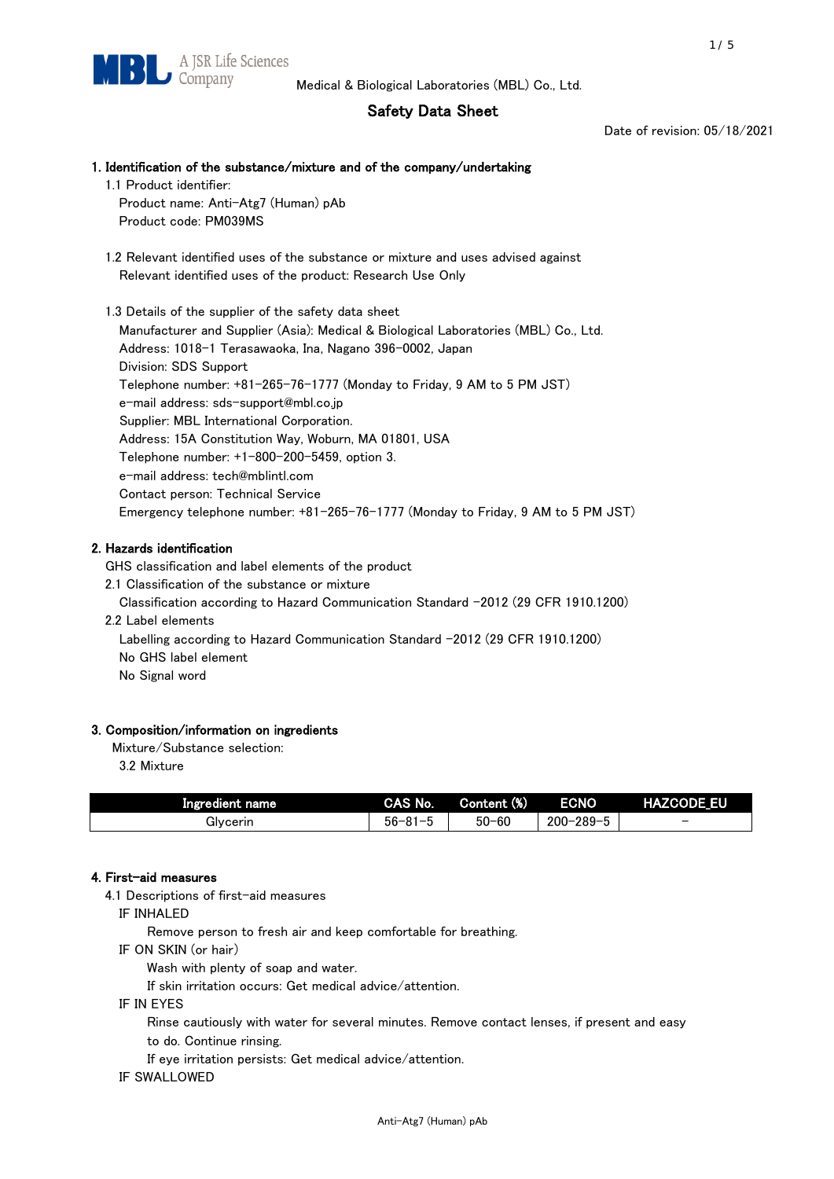Medical & Biological Laboratories (MBL) Co., Ltd.

# Safety Data Sheet

Date of revision: 05/18/2021

## 1. Identification of the substance/mixture and of the company/undertaking

1.1 Product identifier:

Product name: Anti-Atg7 (Human) pAb

Product code: PM039MS

1.2 Relevant identified uses of the substance or mixture and uses advised against

Relevant identified uses of the product: Research Use Only

1.3 Details of the supplier of the safety data sheet

Manufacturer and Supplier (Asia): Medical & Biological Laboratories (MBL) Co., Ltd.

Address: 1018-1 Terasawaoka, Ina, Nagano 396-0002, Japan

Division: SDS Support

Telephone number: +81-265-76-1777 (Monday to Friday, 9 AM to 5 PM JST)

e-mail address: sds-support@mbl.co.jp

Supplier: MBL International Corporation.

Address: 15A Constitution Way, Woburn, MA 01801, USA

Telephone number: +1-800-200-5459, option 3.

e-mail address: tech@mblintl.com

Contact person: Technical Service

Emergency telephone number: +81-265-76-1777 (Monday to Friday, 9 AM to 5 PM JST)

## 2. Hazards identification

GHS classification and label elements of the product

2.1 Classification of the substance or mixture

Classification according to Hazard Communication Standard -2012 (29 CFR 1910.1200)

2.2 Label elements

Labelling according to Hazard Communication Standard -2012 (29 CFR 1910.1200)

No GHS label element

No Signal word

## 3. Composition/information on ingredients

Mixture/Substance selection:

3.2 Mixture

| Ingredient name | CAS No. | Content (%) | ECNO | HAZCODE_EU |
|---|---|---|---|---|
| Glycerin | 56-81-5 | 50-60 | 200-289-5 | - |

## 4. First-aid measures

4.1 Descriptions of first-aid measures

IF INHALED

Remove person to fresh air and keep comfortable for breathing.

IF ON SKIN (or hair)

Wash with plenty of soap and water.

If skin irritation occurs: Get medical advice/attention.

IF IN EYES

Rinse cautiously with water for several minutes. Remove contact lenses, if present and easy to do. Continue rinsing.

If eye irritation persists: Get medical advice/attention.

IF SWALLOWED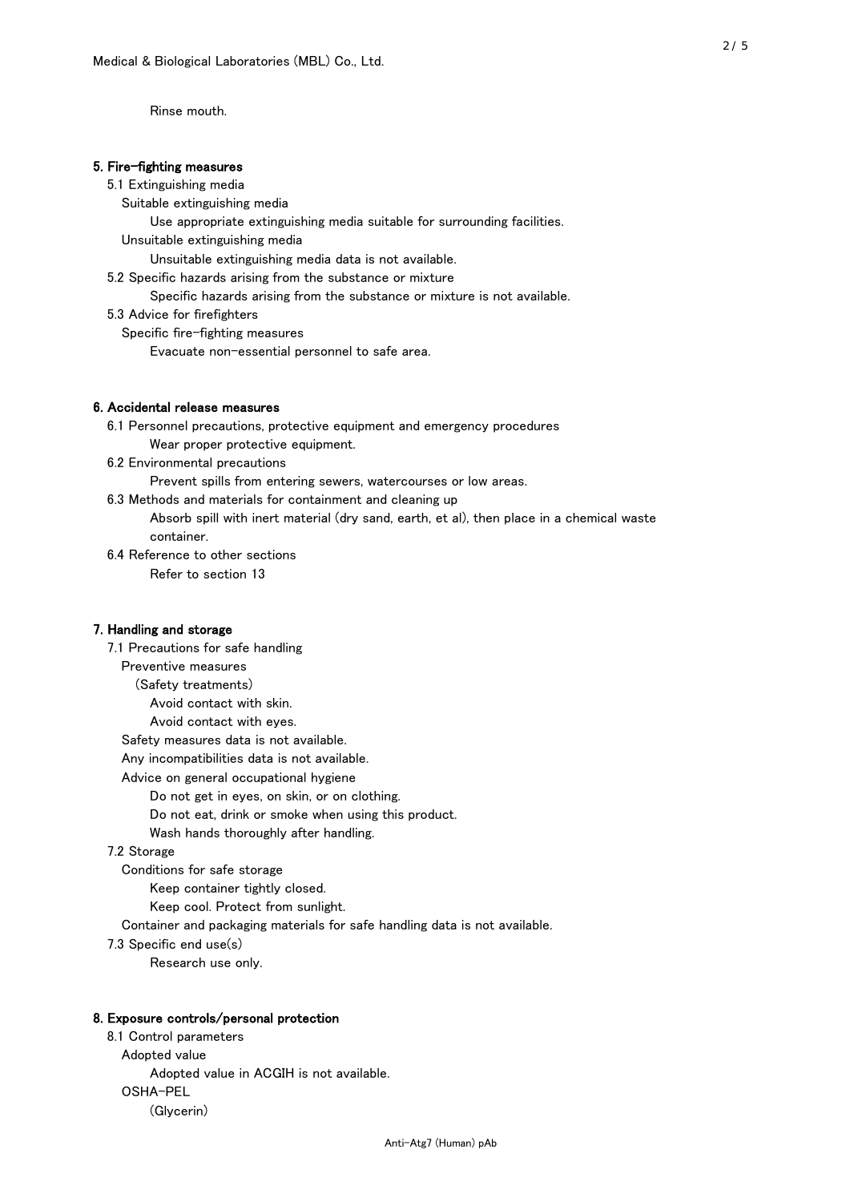Rinse mouth.

## 5. Fire-fighting measures

5.1 Extinguishing media

Suitable extinguishing media

Use appropriate extinguishing media suitable for surrounding facilities.

Unsuitable extinguishing media

Unsuitable extinguishing media data is not available.

5.2 Specific hazards arising from the substance or mixture

Specific hazards arising from the substance or mixture is not available.

5.3 Advice for firefighters

Specific fire-fighting measures

Evacuate non-essential personnel to safe area.

## 6. Accidental release measures

6.1 Personnel precautions, protective equipment and emergency procedures

Wear proper protective equipment.

6.2 Environmental precautions

Prevent spills from entering sewers, watercourses or low areas.

6.3 Methods and materials for containment and cleaning up

Absorb spill with inert material (dry sand, earth, et al), then place in a chemical waste container.

6.4 Reference to other sections

Refer to section 13

## 7. Handling and storage

7.1 Precautions for safe handling

Preventive measures

(Safety treatments)

Avoid contact with skin.

Avoid contact with eyes.

Safety measures data is not available.

Any incompatibilities data is not available.

Advice on general occupational hygiene

Do not get in eyes, on skin, or on clothing.

Do not eat, drink or smoke when using this product.

Wash hands thoroughly after handling.

7.2 Storage

Conditions for safe storage

Keep container tightly closed.

Keep cool. Protect from sunlight.

Container and packaging materials for safe handling data is not available.

7.3 Specific end use(s)

Research use only.

## 8. Exposure controls/personal protection

8.1 Control parameters

Adopted value

Adopted value in ACGIH is not available.

OSHA-PEL

(Glycerin)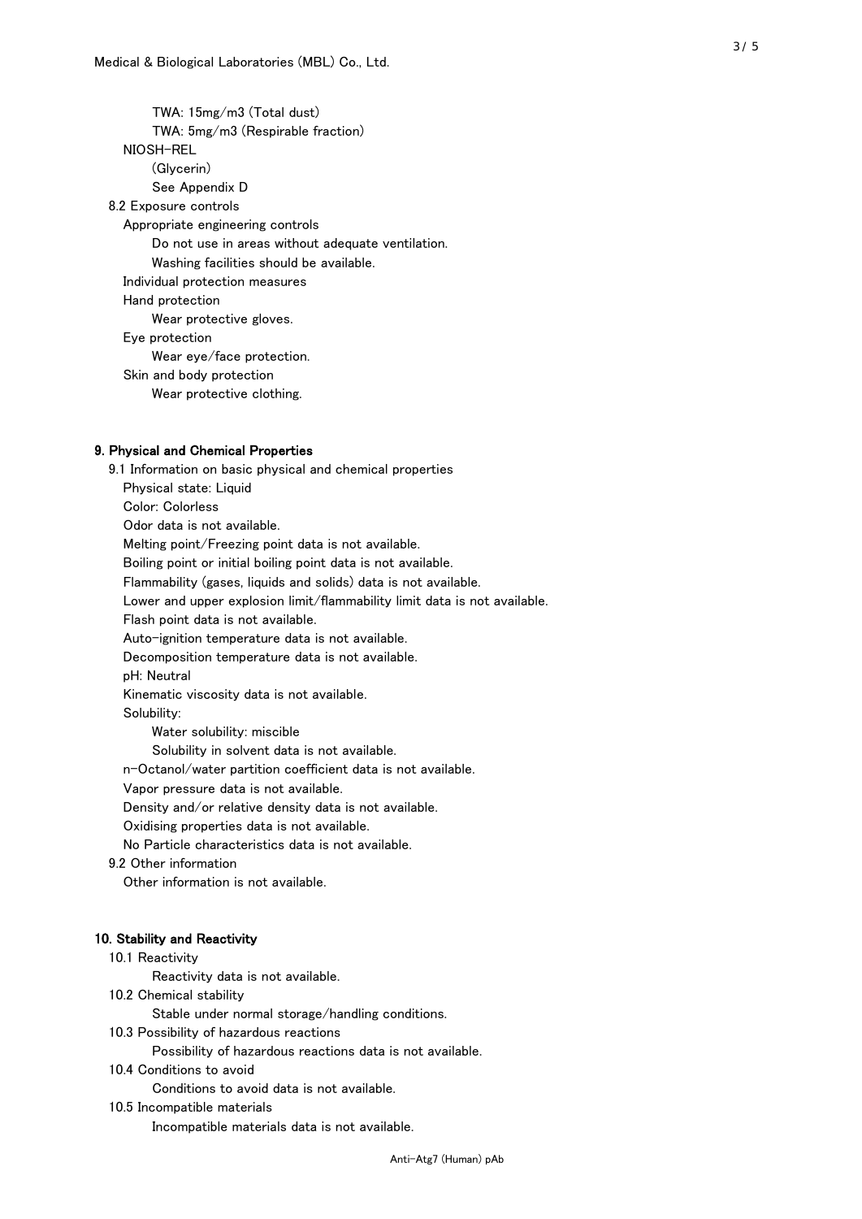TWA: 15mg/m3 (Total dust)

TWA: 5mg/m3 (Respirable fraction)

NIOSH-REL

(Glycerin)

See Appendix D

8.2 Exposure controls

Appropriate engineering controls

Do not use in areas without adequate ventilation.

Washing facilities should be available.

Individual protection measures

Hand protection

Wear protective gloves.

Eye protection

Wear eye/face protection.

Skin and body protection

Wear protective clothing.

## 9. Physical and Chemical Properties

9.1 Information on basic physical and chemical properties

Physical state: Liquid

Color: Colorless

Odor data is not available.

Melting point/Freezing point data is not available.

Boiling point or initial boiling point data is not available.

Flammability (gases, liquids and solids) data is not available.

Lower and upper explosion limit/flammability limit data is not available.

Flash point data is not available.

Auto-ignition temperature data is not available.

Decomposition temperature data is not available.

pH: Neutral

Kinematic viscosity data is not available.

Solubility:

Water solubility: miscible

Solubility in solvent data is not available.

n-Octanol/water partition coefficient data is not available.

Vapor pressure data is not available.

Density and/or relative density data is not available.

Oxidising properties data is not available.

No Particle characteristics data is not available.

9.2 Other information

Other information is not available.

## 10. Stability and Reactivity

10.1 Reactivity

Reactivity data is not available.

10.2 Chemical stability

Stable under normal storage/handling conditions.

10.3 Possibility of hazardous reactions

Possibility of hazardous reactions data is not available.

10.4 Conditions to avoid

Conditions to avoid data is not available.

10.5 Incompatible materials

Incompatible materials data is not available.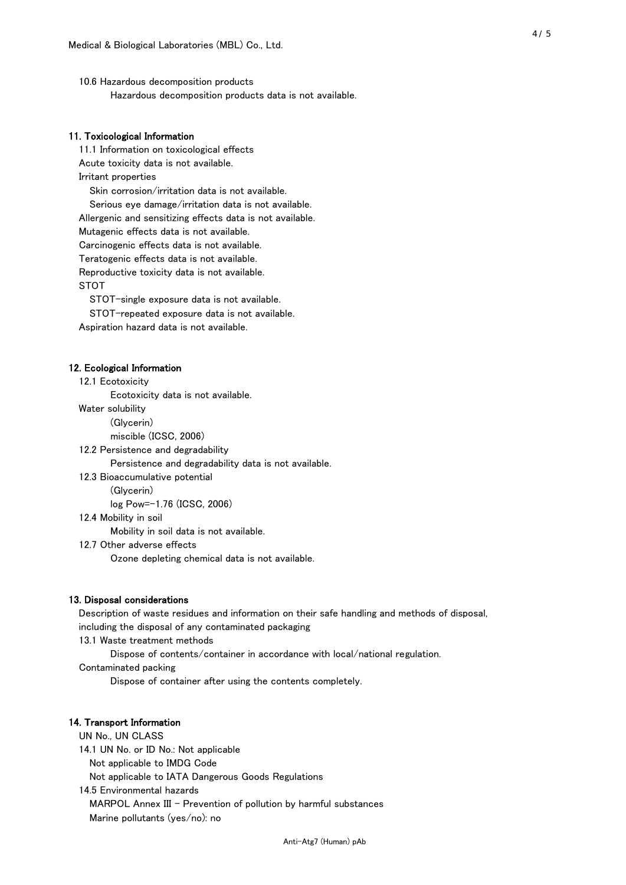10.6 Hazardous decomposition products

Hazardous decomposition products data is not available.

## 11. Toxicological Information

11.1 Information on toxicological effects

Acute toxicity data is not available.

Irritant properties

Skin corrosion/irritation data is not available.

Serious eye damage/irritation data is not available.

Allergenic and sensitizing effects data is not available.

Mutagenic effects data is not available.

Carcinogenic effects data is not available.

Teratogenic effects data is not available.

Reproductive toxicity data is not available.

STOT

STOT-single exposure data is not available.

STOT-repeated exposure data is not available.

Aspiration hazard data is not available.

## 12. Ecological Information

12.1 Ecotoxicity

Ecotoxicity data is not available.

Water solubility

(Glycerin)

miscible (ICSC, 2006)

12.2 Persistence and degradability

Persistence and degradability data is not available.

12.3 Bioaccumulative potential

(Glycerin)

log Pow=-1.76 (ICSC, 2006)

12.4 Mobility in soil

Mobility in soil data is not available.

12.7 Other adverse effects

Ozone depleting chemical data is not available.

## 13. Disposal considerations

Description of waste residues and information on their safe handling and methods of disposal, including the disposal of any contaminated packaging

13.1 Waste treatment methods

Dispose of contents/container in accordance with local/national regulation.

Contaminated packing

Dispose of container after using the contents completely.

## 14. Transport Information

UN No., UN CLASS

14.1 UN No. or ID No.: Not applicable

Not applicable to IMDG Code

Not applicable to IATA Dangerous Goods Regulations

14.5 Environmental hazards

MARPOL Annex III - Prevention of pollution by harmful substances

Marine pollutants (yes/no): no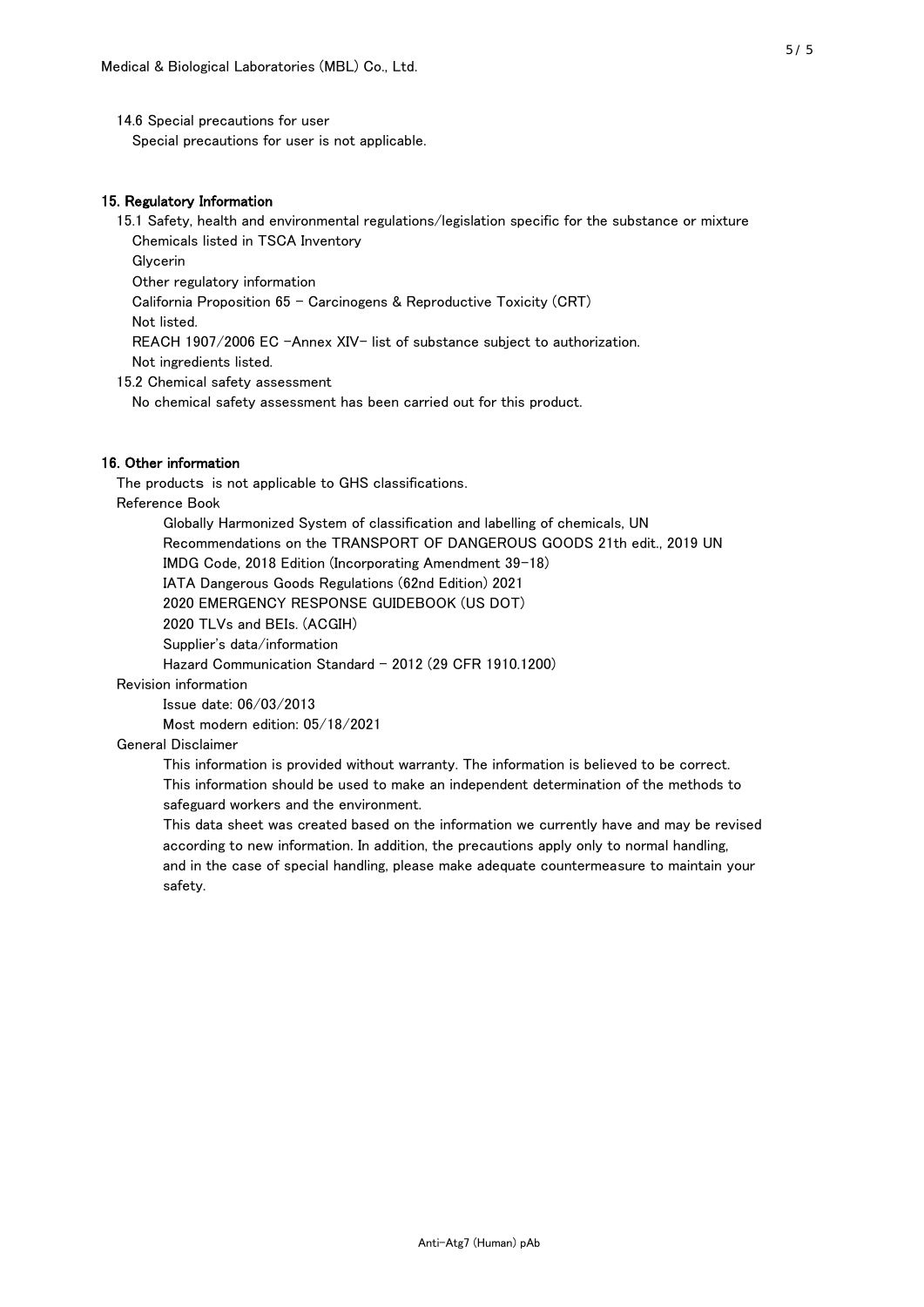14.6 Special precautions for user

Special precautions for user is not applicable.

## 15. Regulatory Information

15.1 Safety, health and environmental regulations/legislation specific for the substance or mixture

Chemicals listed in TSCA Inventory

Glycerin

Other regulatory information

California Proposition 65 - Carcinogens & Reproductive Toxicity (CRT)

Not listed.

REACH 1907/2006 EC -Annex XIV- list of substance subject to authorization.

Not ingredients listed.

15.2 Chemical safety assessment

No chemical safety assessment has been carried out for this product.

## 16. Other information

The products is not applicable to GHS classifications.

Reference Book

Globally Harmonized System of classification and labelling of chemicals, UN
Recommendations on the TRANSPORT OF DANGEROUS GOODS 21th edit., 2019 UN
IMDG Code, 2018 Edition (Incorporating Amendment 39-18)
IATA Dangerous Goods Regulations (62nd Edition) 2021
2020 EMERGENCY RESPONSE GUIDEBOOK (US DOT)
2020 TLVs and BEIs. (ACGIH)
Supplier's data/information
Hazard Communication Standard - 2012 (29 CFR 1910.1200)

Revision information

Issue date: 06/03/2013
Most modern edition: 05/18/2021

General Disclaimer

This information is provided without warranty. The information is believed to be correct. This information should be used to make an independent determination of the methods to safeguard workers and the environment.

This data sheet was created based on the information we currently have and may be revised according to new information. In addition, the precautions apply only to normal handling, and in the case of special handling, please make adequate countermeasure to maintain your safety.